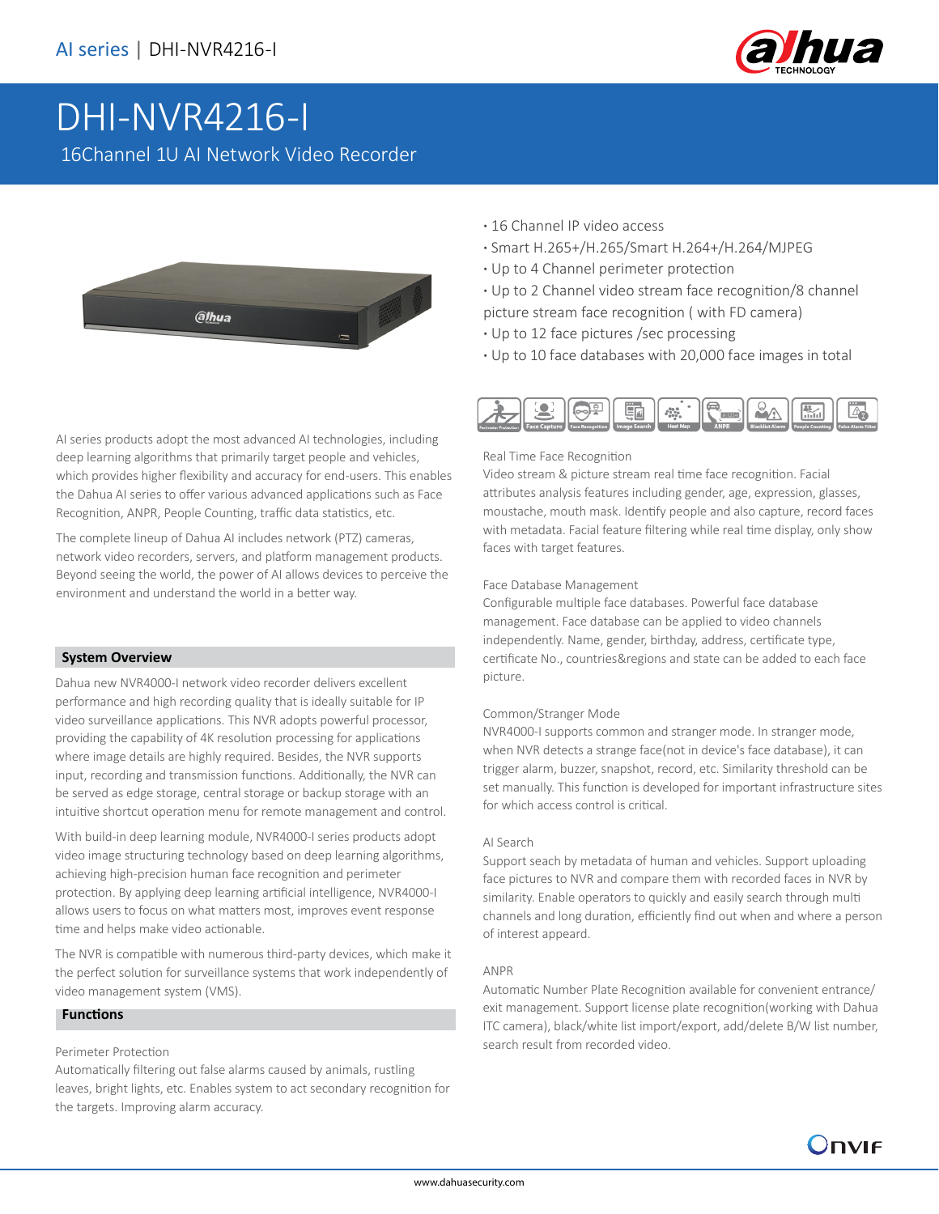AI series | DHI-NVR4216-I

# DHI-NVR4216-I

16Channel 1U AI Network Video Recorder

- 16 Channel IP video access
- Smart H.265+/H.265/Smart H.264+/H.264/MJPEG
- Up to 4 Channel perimeter protection
- Up to 2 Channel video stream face recognition/8 channel picture stream face recognition ( with FD camera)
- Up to 12 face pictures /sec processing
- Up to 10 face databases with 20,000 face images in total

AI series products adopt the most advanced AI technologies, including deep learning algorithms that primarily target people and vehicles, which provides higher flexibility and accuracy for end-users. This enables the Dahua AI series to offer various advanced applications such as Face Recognition, ANPR, People Counting, traffic data statistics, etc.

The complete lineup of Dahua AI includes network (PTZ) cameras, network video recorders, servers, and platform management products. Beyond seeing the world, the power of AI allows devices to perceive the environment and understand the world in a better way.

## System Overview

Dahua new NVR4000-I network video recorder delivers excellent performance and high recording quality that is ideally suitable for IP video surveillance applications. This NVR adopts powerful processor, providing the capability of 4K resolution processing for applications where image details are highly required. Besides, the NVR supports input, recording and transmission functions. Additionally, the NVR can be served as edge storage, central storage or backup storage with an intuitive shortcut operation menu for remote management and control.

With build-in deep learning module, NVR4000-I series products adopt video image structuring technology based on deep learning algorithms, achieving high-precision human face recognition and perimeter protection. By applying deep learning artificial intelligence, NVR4000-I allows users to focus on what matters most, improves event response time and helps make video actionable.

The NVR is compatible with numerous third-party devices, which make it the perfect solution for surveillance systems that work independently of video management system (VMS).

## Functions

### Perimeter Protection

Automatically filtering out false alarms caused by animals, rustling leaves, bright lights, etc. Enables system to act secondary recognition for the targets. Improving alarm accuracy.

### Real Time Face Recognition

Video stream & picture stream real time face recognition. Facial attributes analysis features including gender, age, expression, glasses, moustache, mouth mask. Identify people and also capture, record faces with metadata. Facial feature filtering while real time display, only show faces with target features.

### Face Database Management

Configurable multiple face databases. Powerful face database management. Face database can be applied to video channels independently. Name, gender, birthday, address, certificate type, certificate No., countries&regions and state can be added to each face picture.

### Common/Stranger Mode

NVR4000-I supports common and stranger mode. In stranger mode, when NVR detects a strange face(not in device's face database), it can trigger alarm, buzzer, snapshot, record, etc. Similarity threshold can be set manually. This function is developed for important infrastructure sites for which access control is critical.

### AI Search

Support seach by metadata of human and vehicles. Support uploading face pictures to NVR and compare them with recorded faces in NVR by similarity. Enable operators to quickly and easily search through multi channels and long duration, efficiently find out when and where a person of interest appeard.

### ANPR

Automatic Number Plate Recognition available for convenient entrance/ exit management. Support license plate recognition(working with Dahua ITC camera), black/white list import/export, add/delete B/W list number, search result from recorded video.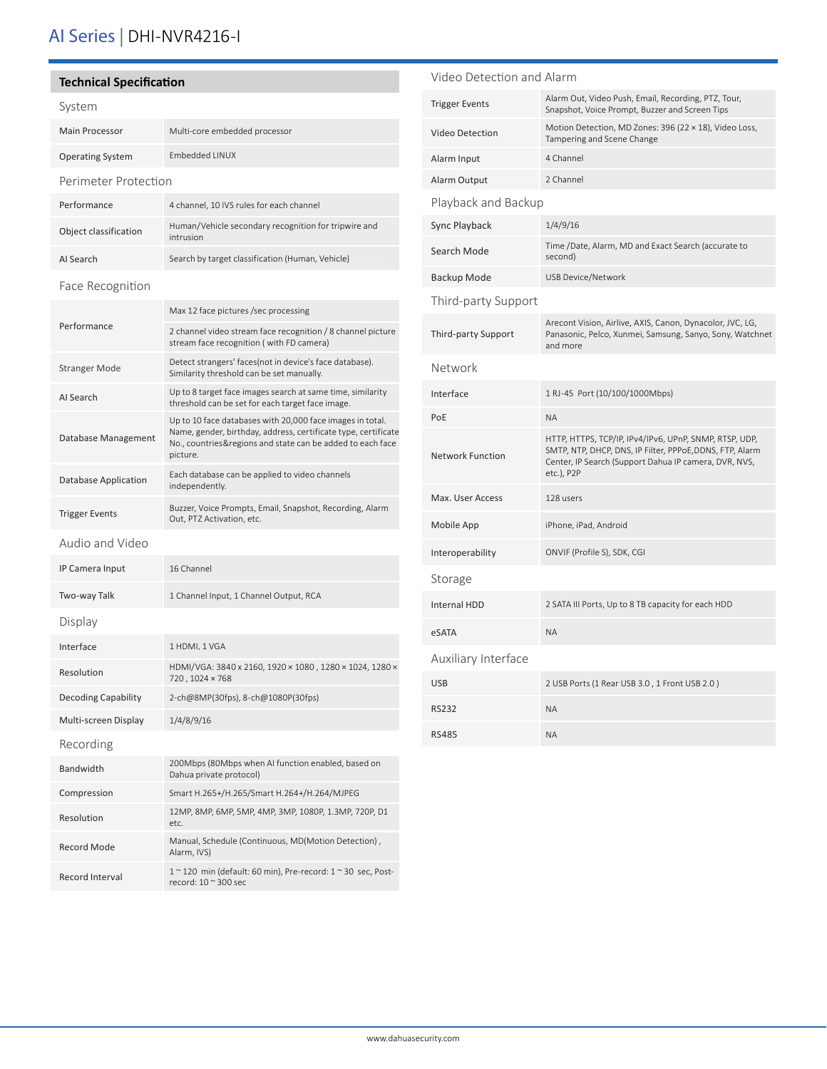# AI Series | DHI-NVR4216-I

## Technical Specification

### System

| | |
|---|---|
| Main Processor | Multi-core embedded processor |
| Operating System | Embedded LINUX |

### Perimeter Protection

| | |
|---|---|
| Performance | 4 channel, 10 IVS rules for each channel |
| Object classification | Human/Vehicle secondary recognition for tripwire and intrusion |
| AI Search | Search by target classification (Human, Vehicle) |

### Face Recognition

| | |
|---|---|
| Performance | Max 12 face pictures /sec processing |
| | 2 channel video stream face recognition / 8 channel picture stream face recognition ( with FD camera) |
| Stranger Mode | Detect strangers' faces(not in device's face database). Similarity threshold can be set manually. |
| AI Search | Up to 8 target face images search at same time, similarity threshold can be set for each target face image. |
| Database Management | Up to 10 face databases with 20,000 face images in total. Name, gender, birthday, address, certificate type, certificate No., countries&regions and state can be added to each face picture. |
| Database Application | Each database can be applied to video channels independently. |
| Trigger Events | Buzzer, Voice Prompts, Email, Snapshot, Recording, Alarm Out, PTZ Activation, etc. |

### Audio and Video

| | |
|---|---|
| IP Camera Input | 16 Channel |
| Two-way Talk | 1 Channel Input, 1 Channel Output, RCA |

### Display

| | |
|---|---|
| Interface | 1 HDMI, 1 VGA |
| Resolution | HDMI/VGA: 3840 × 2160, 1920 × 1080 , 1280 × 1024, 1280 × 720 , 1024 × 768 |
| Decoding Capability | 2-ch@8MP(30fps), 8-ch@1080P(30fps) |
| Multi-screen Display | 1/4/8/9/16 |

### Recording

| | |
|---|---|
| Bandwidth | 200Mbps (80Mbps when AI function enabled, based on Dahua private protocol) |
| Compression | Smart H.265+/H.265/Smart H.264+/H.264/MJPEG |
| Resolution | 12MP, 8MP, 6MP, 5MP, 4MP, 3MP, 1080P, 1.3MP, 720P, D1 etc. |
| Record Mode | Manual, Schedule (Continuous, MD(Motion Detection) , Alarm, IVS) |
| Record Interval | 1 ~ 120 min (default: 60 min), Pre-record: 1 ~ 30 sec, Post-record: 10 ~ 300 sec |

### Video Detection and Alarm

| | |
|---|---|
| Trigger Events | Alarm Out, Video Push, Email, Recording, PTZ, Tour, Snapshot, Voice Prompt, Buzzer and Screen Tips |
| Video Detection | Motion Detection, MD Zones: 396 (22 × 18), Video Loss, Tampering and Scene Change |
| Alarm Input | 4 Channel |
| Alarm Output | 2 Channel |

### Playback and Backup

| | |
|---|---|
| Sync Playback | 1/4/9/16 |
| Search Mode | Time /Date, Alarm, MD and Exact Search (accurate to second) |
| Backup Mode | USB Device/Network |

### Third-party Support

| | |
|---|---|
| Third-party Support | Arecont Vision, Airlive, AXIS, Canon, Dynacolor, JVC, LG, Panasonic, Pelco, Xunmei, Samsung, Sanyo, Sony, Watchnet and more |

### Network

| | |
|---|---|
| Interface | 1 RJ-45 Port (10/100/1000Mbps) |
| PoE | NA |
| Network Function | HTTP, HTTPS, TCP/IP, IPv4/IPv6, UPnP, SNMP, RTSP, UDP, SMTP, NTP, DHCP, DNS, IP Filter, PPPoE,DDNS, FTP, Alarm Center, IP Search (Support Dahua IP camera, DVR, NVS, etc.), P2P |
| Max. User Access | 128 users |
| Mobile App | iPhone, iPad, Android |
| Interoperability | ONVIF (Profile S), SDK, CGI |

### Storage

| | |
|---|---|
| Internal HDD | 2 SATA III Ports, Up to 8 TB capacity for each HDD |
| eSATA | NA |

### Auxiliary Interface

| | |
|---|---|
| USB | 2 USB Ports (1 Rear USB 3.0 , 1 Front USB 2.0 ) |
| RS232 | NA |
| RS485 | NA |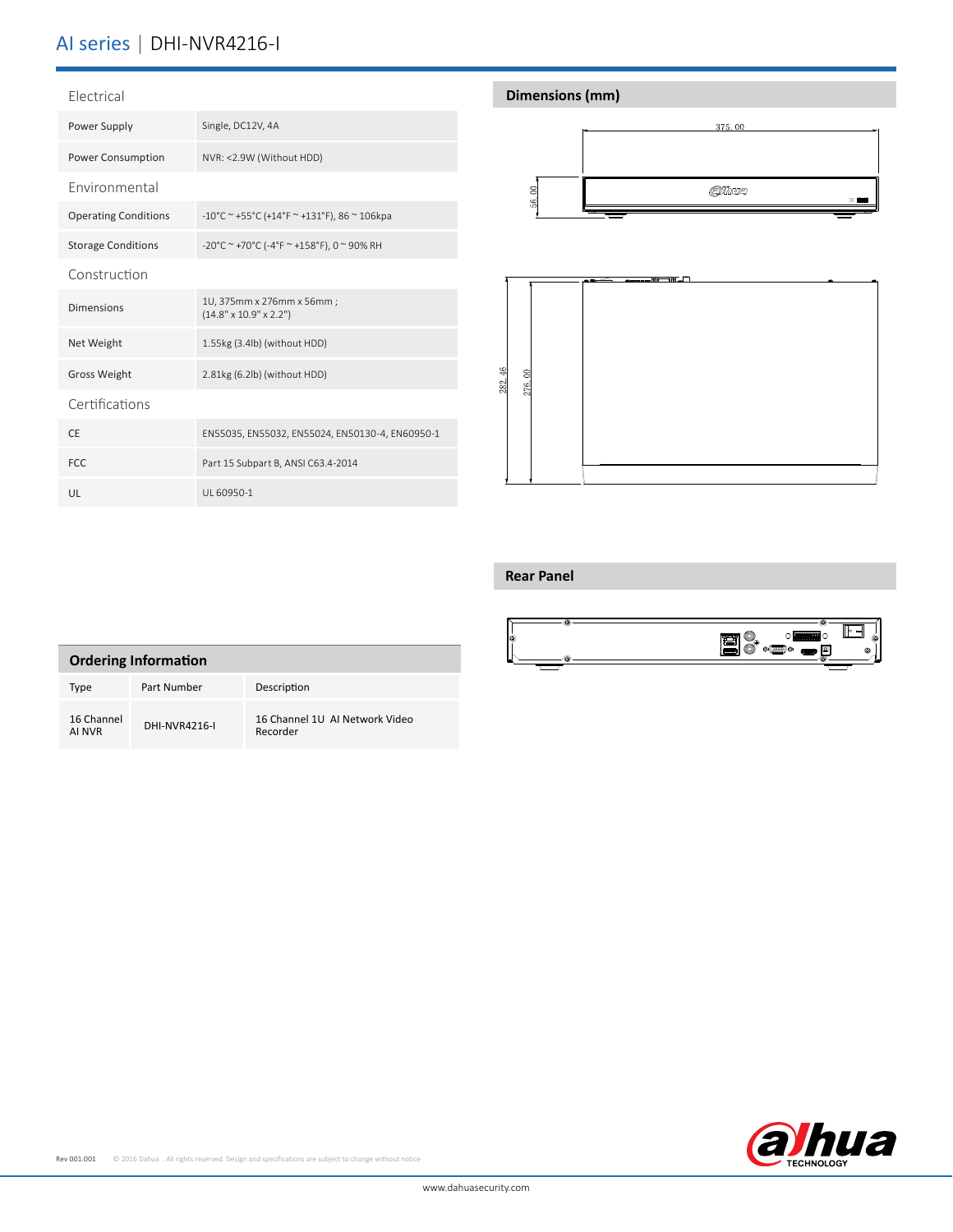AI series | DHI-NVR4216-I

## Electrical

| | |
|---|---|
| Power Supply | Single, DC12V, 4A |
| Power Consumption | NVR: <2.9W (Without HDD) |

## Environmental

| | |
|---|---|
| Operating Conditions | -10°C ~ +55°C (+14°F ~ +131°F), 86 ~ 106kpa |
| Storage Conditions | -20°C ~ +70°C (-4°F ~ +158°F), 0 ~ 90% RH |

## Construction

| | |
|---|---|
| Dimensions | 1U, 375mm x 276mm x 56mm ; (14.8" x 10.9" x 2.2") |
| Net Weight | 1.55kg (3.4lb) (without HDD) |
| Gross Weight | 2.81kg (6.2lb) (without HDD) |

## Certifications

| | |
|---|---|
| CE | EN55035, EN55032, EN55024, EN50130-4, EN60950-1 |
| FCC | Part 15 Subpart B, ANSI C63.4-2014 |
| UL | UL 60950-1 |

## Dimensions (mm)

375.00

56.00

282.46

276.00

## Rear Panel

## Ordering Information

| Type | Part Number | Description |
|---|---|---|
| 16 Channel AI NVR | DHI-NVR4216-I | 16 Channel 1U AI Network Video Recorder |

Rev 001.001 © 2016 Dahua . All rights reserved. Design and specifications are subject to change without notice

www.dahuasecurity.com